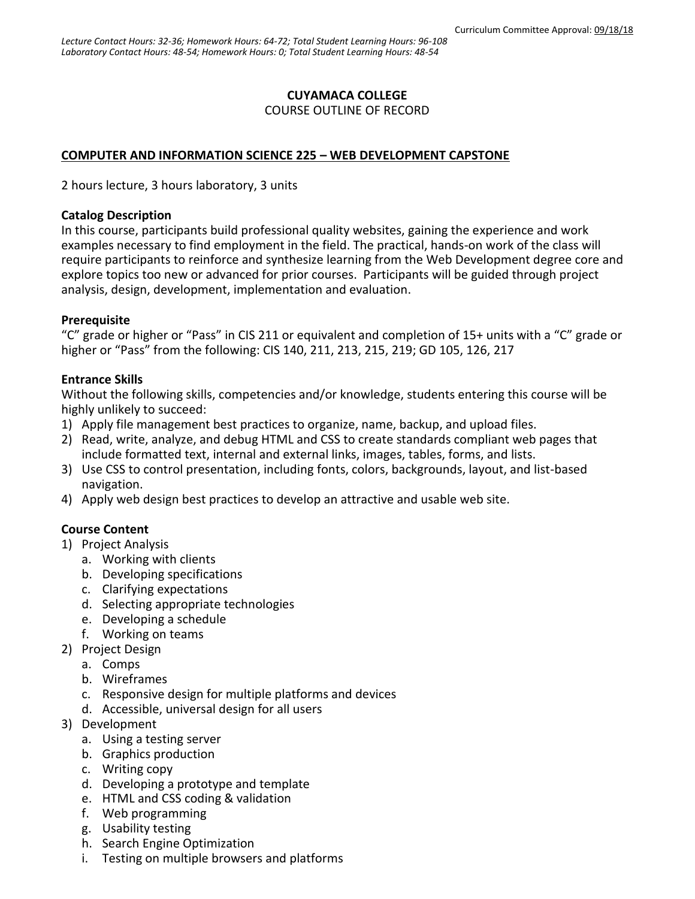Curriculum Committee Approval: 09/18/18

*Lecture Contact Hours: 32-36; Homework Hours: 64-72; Total Student Learning Hours: 96-108*
*Laboratory Contact Hours: 48-54; Homework Hours: 0; Total Student Learning Hours: 48-54*

**CUYAMACA COLLEGE**

COURSE OUTLINE OF RECORD

## COMPUTER AND INFORMATION SCIENCE 225 – WEB DEVELOPMENT CAPSTONE

2 hours lecture, 3 hours laboratory, 3 units

**Catalog Description**

In this course, participants build professional quality websites, gaining the experience and work examples necessary to find employment in the field. The practical, hands-on work of the class will require participants to reinforce and synthesize learning from the Web Development degree core and explore topics too new or advanced for prior courses. Participants will be guided through project analysis, design, development, implementation and evaluation.

**Prerequisite**

"C" grade or higher or "Pass" in CIS 211 or equivalent and completion of 15+ units with a "C" grade or higher or "Pass" from the following: CIS 140, 211, 213, 215, 219; GD 105, 126, 217

**Entrance Skills**

Without the following skills, competencies and/or knowledge, students entering this course will be highly unlikely to succeed:

1) Apply file management best practices to organize, name, backup, and upload files.
2) Read, write, analyze, and debug HTML and CSS to create standards compliant web pages that include formatted text, internal and external links, images, tables, forms, and lists.
3) Use CSS to control presentation, including fonts, colors, backgrounds, layout, and list-based navigation.
4) Apply web design best practices to develop an attractive and usable web site.

**Course Content**

1) Project Analysis
   a. Working with clients
   b. Developing specifications
   c. Clarifying expectations
   d. Selecting appropriate technologies
   e. Developing a schedule
   f. Working on teams
2) Project Design
   a. Comps
   b. Wireframes
   c. Responsive design for multiple platforms and devices
   d. Accessible, universal design for all users
3) Development
   a. Using a testing server
   b. Graphics production
   c. Writing copy
   d. Developing a prototype and template
   e. HTML and CSS coding & validation
   f. Web programming
   g. Usability testing
   h. Search Engine Optimization
   i. Testing on multiple browsers and platforms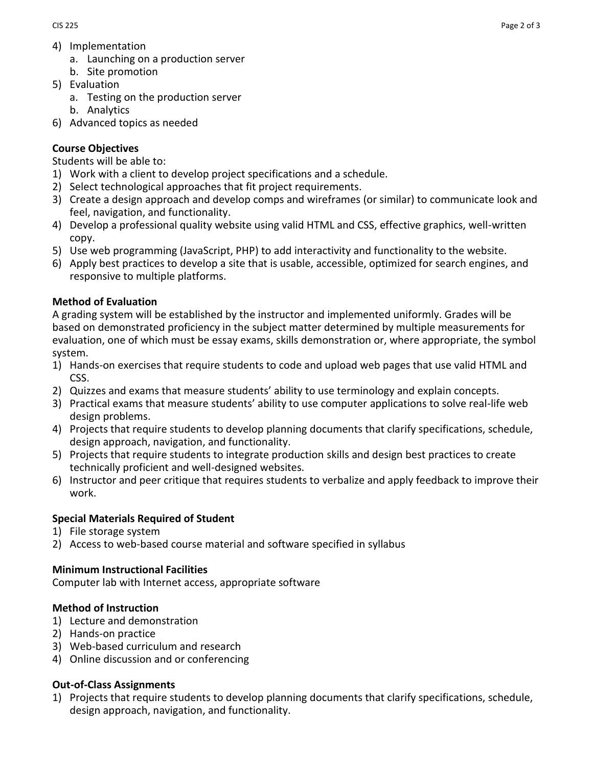4) Implementation
    a. Launching on a production server
    b. Site promotion
5) Evaluation
    a. Testing on the production server
    b. Analytics
6) Advanced topics as needed

**Course Objectives**

Students will be able to:

1) Work with a client to develop project specifications and a schedule.
2) Select technological approaches that fit project requirements.
3) Create a design approach and develop comps and wireframes (or similar) to communicate look and feel, navigation, and functionality.
4) Develop a professional quality website using valid HTML and CSS, effective graphics, well-written copy.
5) Use web programming (JavaScript, PHP) to add interactivity and functionality to the website.
6) Apply best practices to develop a site that is usable, accessible, optimized for search engines, and responsive to multiple platforms.

**Method of Evaluation**

A grading system will be established by the instructor and implemented uniformly. Grades will be based on demonstrated proficiency in the subject matter determined by multiple measurements for evaluation, one of which must be essay exams, skills demonstration or, where appropriate, the symbol system.

1) Hands-on exercises that require students to code and upload web pages that use valid HTML and CSS.
2) Quizzes and exams that measure students' ability to use terminology and explain concepts.
3) Practical exams that measure students' ability to use computer applications to solve real-life web design problems.
4) Projects that require students to develop planning documents that clarify specifications, schedule, design approach, navigation, and functionality.
5) Projects that require students to integrate production skills and design best practices to create technically proficient and well-designed websites.
6) Instructor and peer critique that requires students to verbalize and apply feedback to improve their work.

**Special Materials Required of Student**

1) File storage system
2) Access to web-based course material and software specified in syllabus

**Minimum Instructional Facilities**

Computer lab with Internet access, appropriate software

**Method of Instruction**

1) Lecture and demonstration
2) Hands-on practice
3) Web-based curriculum and research
4) Online discussion and or conferencing

**Out-of-Class Assignments**

1) Projects that require students to develop planning documents that clarify specifications, schedule, design approach, navigation, and functionality.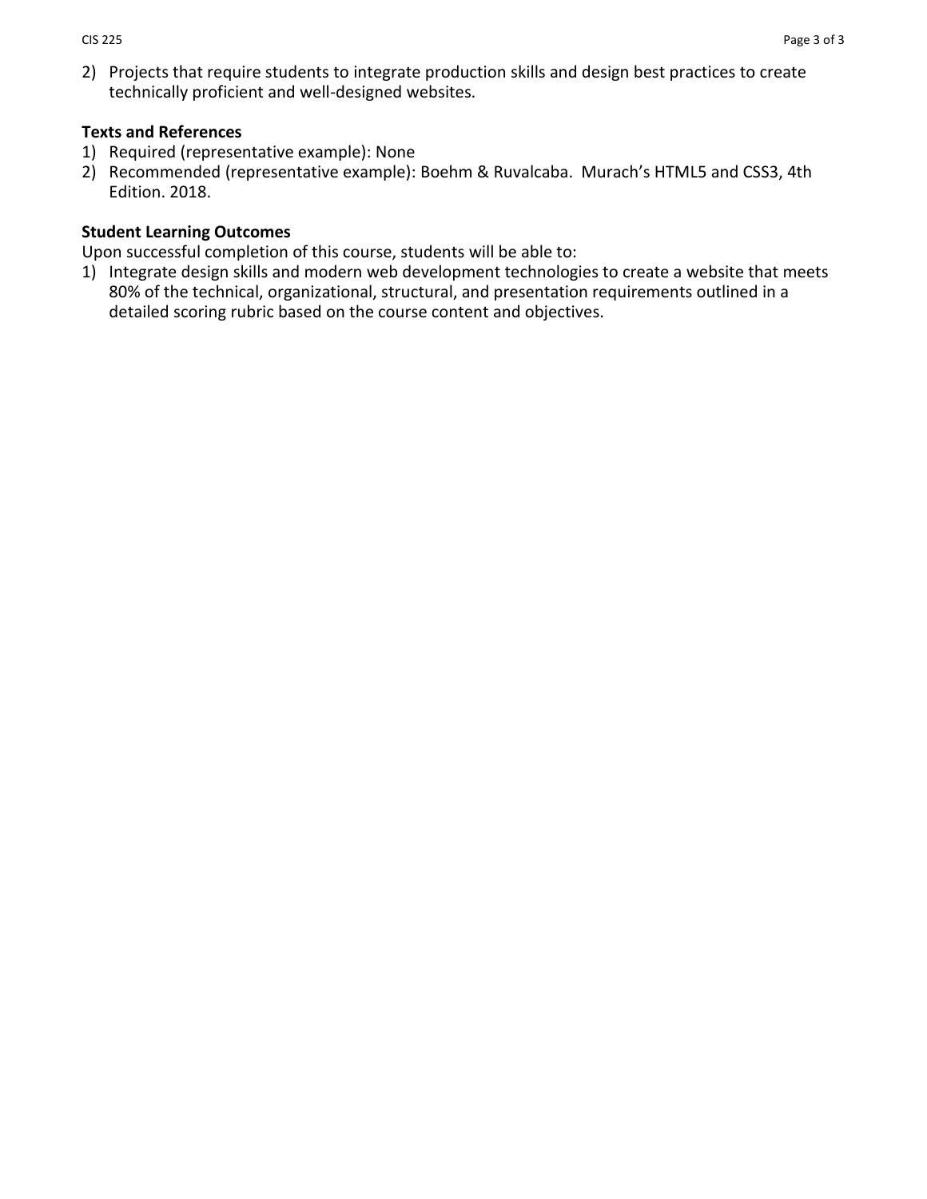2) Projects that require students to integrate production skills and design best practices to create technically proficient and well-designed websites.

**Texts and References**

1) Required (representative example): None
2) Recommended (representative example): Boehm & Ruvalcaba. Murach's HTML5 and CSS3, 4th Edition. 2018.

**Student Learning Outcomes**

Upon successful completion of this course, students will be able to:

1) Integrate design skills and modern web development technologies to create a website that meets 80% of the technical, organizational, structural, and presentation requirements outlined in a detailed scoring rubric based on the course content and objectives.